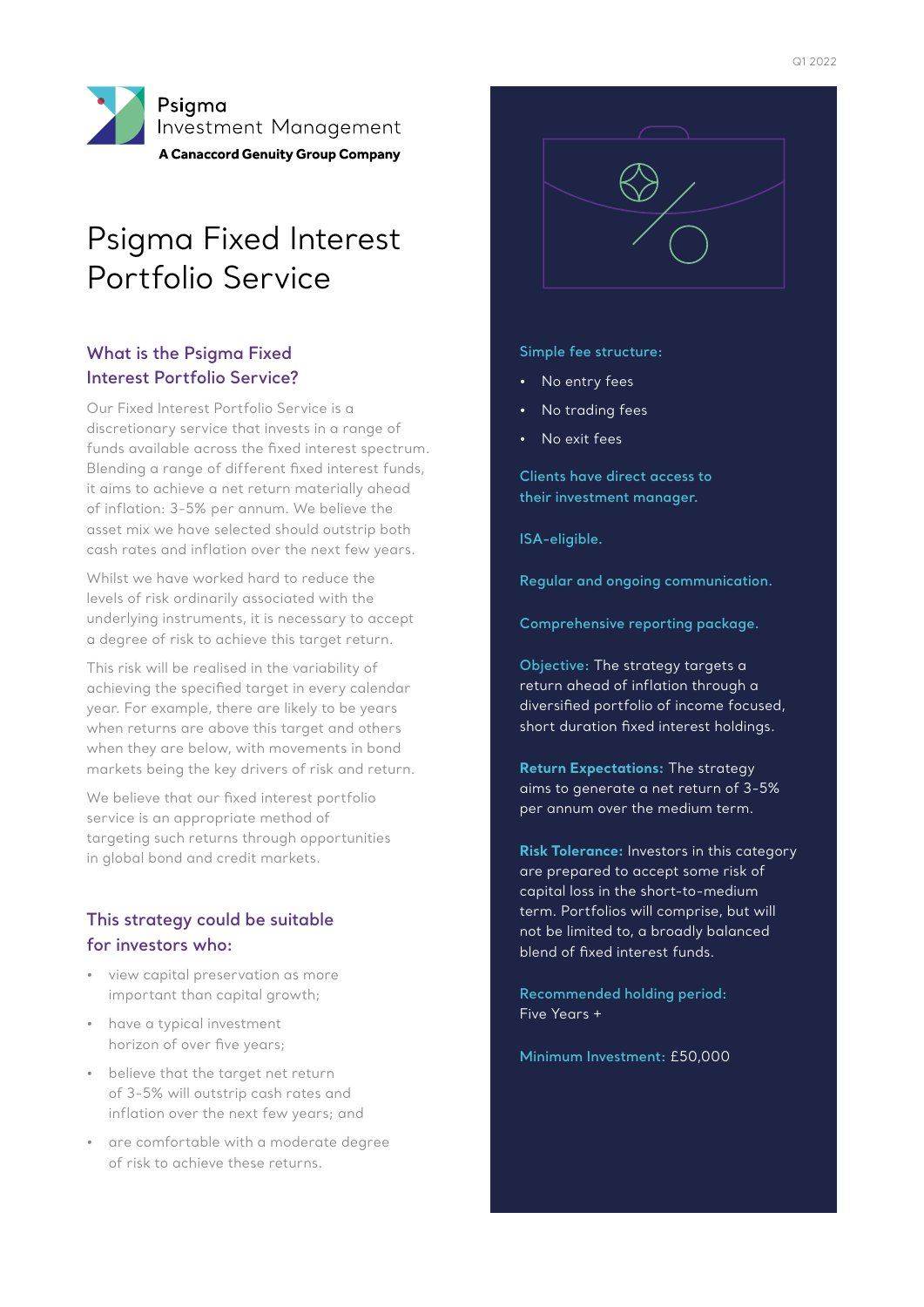Q1 2022

Psigma
Investment Management
**A Canaccord Genuity Group Company**

# Psigma Fixed Interest Portfolio Service

## What is the Psigma Fixed Interest Portfolio Service?

Our Fixed Interest Portfolio Service is a discretionary service that invests in a range of funds available across the fixed interest spectrum. Blending a range of different fixed interest funds, it aims to achieve a net return materially ahead of inflation: 3-5% per annum. We believe the asset mix we have selected should outstrip both cash rates and inflation over the next few years.

Whilst we have worked hard to reduce the levels of risk ordinarily associated with the underlying instruments, it is necessary to accept a degree of risk to achieve this target return.

This risk will be realised in the variability of achieving the specified target in every calendar year. For example, there are likely to be years when returns are above this target and others when they are below, with movements in bond markets being the key drivers of risk and return.

We believe that our fixed interest portfolio service is an appropriate method of targeting such returns through opportunities in global bond and credit markets.

## This strategy could be suitable for investors who:

- view capital preservation as more important than capital growth;
- have a typical investment horizon of over five years;
- believe that the target net return of 3-5% will outstrip cash rates and inflation over the next few years; and
- are comfortable with a moderate degree of risk to achieve these returns.

**Simple fee structure:**

- No entry fees
- No trading fees
- No exit fees

**Clients have direct access to their investment manager.**

**ISA-eligible.**

**Regular and ongoing communication.**

**Comprehensive reporting package.**

**Objective:** The strategy targets a return ahead of inflation through a diversified portfolio of income focused, short duration fixed interest holdings.

**Return Expectations:** The strategy aims to generate a net return of 3-5% per annum over the medium term.

**Risk Tolerance:** Investors in this category are prepared to accept some risk of capital loss in the short-to-medium term. Portfolios will comprise, but will not be limited to, a broadly balanced blend of fixed interest funds.

**Recommended holding period:**
Five Years +

**Minimum Investment:** £50,000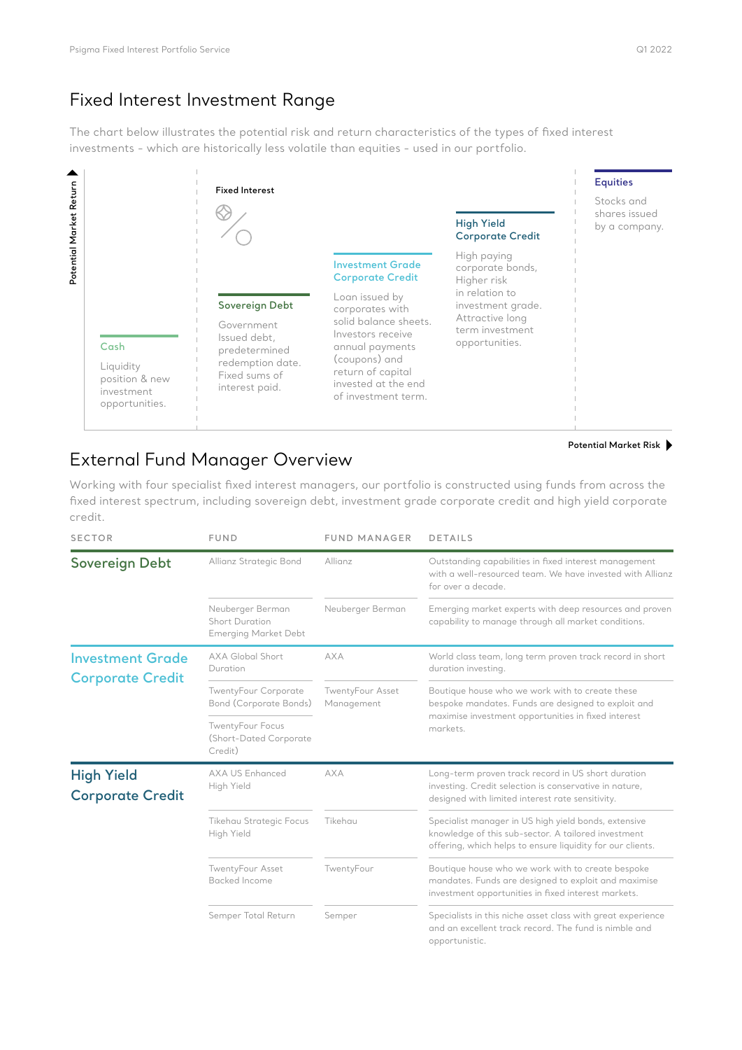## Fixed Interest Investment Range

The chart below illustrates the potential risk and return characteristics of the types of fixed interest investments - which are historically less volatile than equities - used in our portfolio.

Potential Market Return

Fixed Interest

**Cash**

Liquidity position & new investment opportunities.

**Sovereign Debt**

Government Issued debt, predetermined redemption date. Fixed sums of interest paid.

**Investment Grade Corporate Credit**

Loan issued by corporates with solid balance sheets. Investors receive annual payments (coupons) and return of capital invested at the end of investment term.

**High Yield Corporate Credit**

High paying corporate bonds, Higher risk in relation to investment grade. Attractive long term investment opportunities.

**Equities**

Stocks and shares issued by a company.

Potential Market Risk

## External Fund Manager Overview

Working with four specialist fixed interest managers, our portfolio is constructed using funds from across the fixed interest spectrum, including sovereign debt, investment grade corporate credit and high yield corporate credit.

| SECTOR | FUND | FUND MANAGER | DETAILS |
|---|---|---|---|
| **Sovereign Debt** | Allianz Strategic Bond | Allianz | Outstanding capabilities in fixed interest management with a well-resourced team. We have invested with Allianz for over a decade. |
| | Neuberger Berman Short Duration Emerging Market Debt | Neuberger Berman | Emerging market experts with deep resources and proven capability to manage through all market conditions. |
| **Investment Grade Corporate Credit** | AXA Global Short Duration | AXA | World class team, long term proven track record in short duration investing. |
| | TwentyFour Corporate Bond (Corporate Bonds) | TwentyFour Asset Management | Boutique house who we work with to create these bespoke mandates. Funds are designed to exploit and maximise investment opportunities in fixed interest markets. |
| | TwentyFour Focus (Short-Dated Corporate Credit) | | |
| **High Yield Corporate Credit** | AXA US Enhanced High Yield | AXA | Long-term proven track record in US short duration investing. Credit selection is conservative in nature, designed with limited interest rate sensitivity. |
| | Tikehau Strategic Focus High Yield | Tikehau | Specialist manager in US high yield bonds, extensive knowledge of this sub-sector. A tailored investment offering, which helps to ensure liquidity for our clients. |
| | TwentyFour Asset Backed Income | TwentyFour | Boutique house who we work with to create bespoke mandates. Funds are designed to exploit and maximise investment opportunities in fixed interest markets. |
| | Semper Total Return | Semper | Specialists in this niche asset class with great experience and an excellent track record. The fund is nimble and opportunistic. |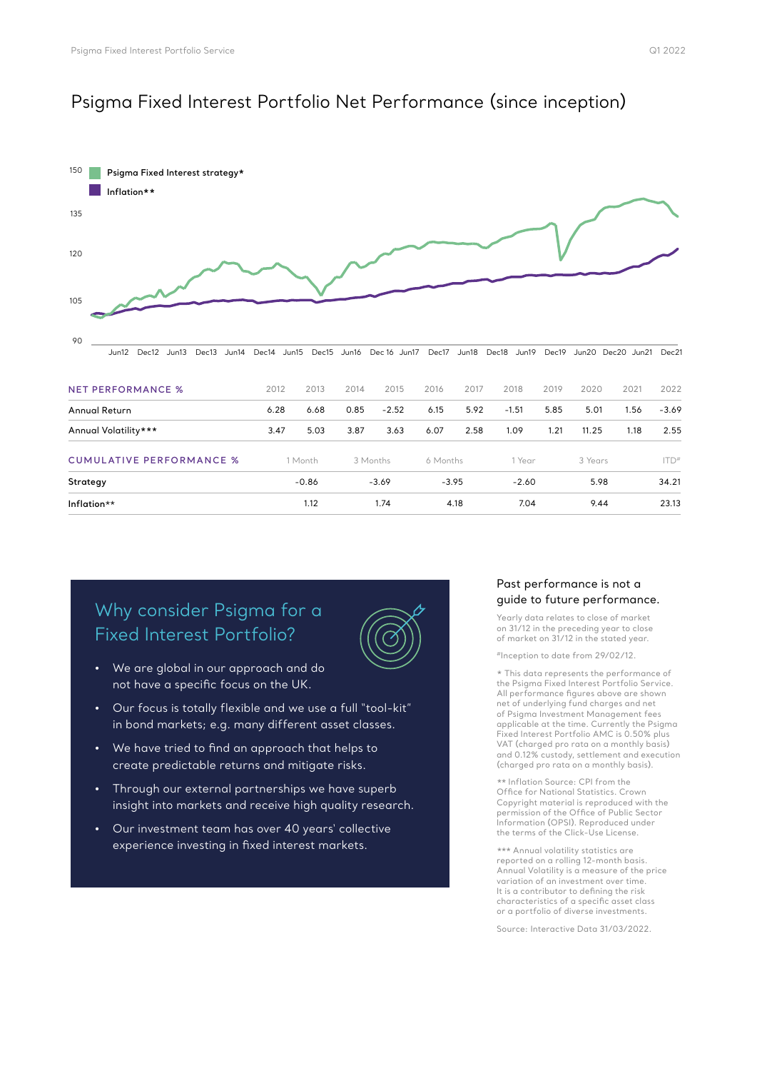# Psigma Fixed Interest Portfolio Net Performance (since inception)

| NET PERFORMANCE % | 2012 | 2013 | 2014 | 2015 | 2016 | 2017 | 2018 | 2019 | 2020 | 2021 | 2022 |
|---|---|---|---|---|---|---|---|---|---|---|---|
| Annual Return | 6.28 | 6.68 | 0.85 | -2.52 | 6.15 | 5.92 | -1.51 | 5.85 | 5.01 | 1.56 | -3.69 |
| Annual Volatility*** | 3.47 | 5.03 | 3.87 | 3.63 | 6.07 | 2.58 | 1.09 | 1.21 | 11.25 | 1.18 | 2.55 |

| CUMULATIVE PERFORMANCE % | 1 Month | 3 Months | 6 Months | 1 Year | 3 Years | ITD# |
|---|---|---|---|---|---|---|
| Strategy | -0.86 | -3.69 | -3.95 | -2.60 | 5.98 | 34.21 |
| Inflation** | 1.12 | 1.74 | 4.18 | 7.04 | 9.44 | 23.13 |

## Why consider Psigma for a Fixed Interest Portfolio?

- We are global in our approach and do not have a specific focus on the UK.
- Our focus is totally flexible and we use a full "tool-kit" in bond markets; e.g. many different asset classes.
- We have tried to find an approach that helps to create predictable returns and mitigate risks.
- Through our external partnerships we have superb insight into markets and receive high quality research.
- Our investment team has over 40 years' collective experience investing in fixed interest markets.

### Past performance is not a guide to future performance.

Yearly data relates to close of market on 31/12 in the preceding year to close of market on 31/12 in the stated year.

#Inception to date from 29/02/12.

* This data represents the performance of the Psigma Fixed Interest Portfolio Service. All performance figures above are shown net of underlying fund charges and net of Psigma Investment Management fees applicable at the time. Currently the Psigma Fixed Interest Portfolio AMC is 0.50% plus VAT (charged pro rata on a monthly basis) and 0.12% custody, settlement and execution (charged pro rata on a monthly basis).

** Inflation Source: CPI from the Office for National Statistics. Crown Copyright material is reproduced with the permission of the Office of Public Sector Information (OPSI). Reproduced under the terms of the Click-Use License.

*** Annual volatility statistics are reported on a rolling 12-month basis. Annual Volatility is a measure of the price variation of an investment over time. It is a contributor to defining the risk characteristics of a specific asset class or a portfolio of diverse investments.

Source: Interactive Data 31/03/2022.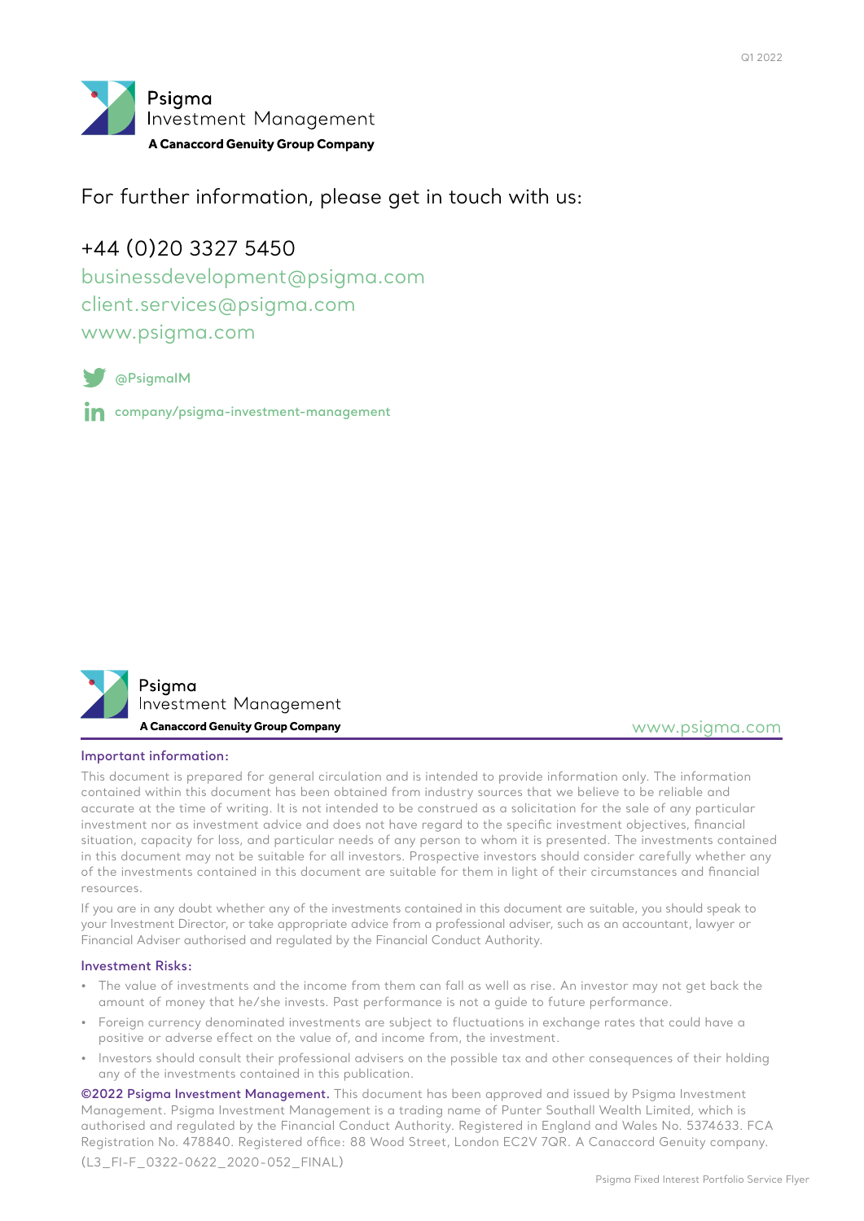Psigma
Investment Management
**A Canaccord Genuity Group Company**

For further information, please get in touch with us:

+44 (0)20 3327 5450
businessdevelopment@psigma.com
client.services@psigma.com
www.psigma.com

@PsigmaIM

company/psigma-investment-management

Psigma
Investment Management
**A Canaccord Genuity Group Company**

www.psigma.com

### Important information:

This document is prepared for general circulation and is intended to provide information only. The information contained within this document has been obtained from industry sources that we believe to be reliable and accurate at the time of writing. It is not intended to be construed as a solicitation for the sale of any particular investment nor as investment advice and does not have regard to the specific investment objectives, financial situation, capacity for loss, and particular needs of any person to whom it is presented. The investments contained in this document may not be suitable for all investors. Prospective investors should consider carefully whether any of the investments contained in this document are suitable for them in light of their circumstances and financial resources.

If you are in any doubt whether any of the investments contained in this document are suitable, you should speak to your Investment Director, or take appropriate advice from a professional adviser, such as an accountant, lawyer or Financial Adviser authorised and regulated by the Financial Conduct Authority.

### Investment Risks:

- The value of investments and the income from them can fall as well as rise. An investor may not get back the amount of money that he/she invests. Past performance is not a guide to future performance.
- Foreign currency denominated investments are subject to fluctuations in exchange rates that could have a positive or adverse effect on the value of, and income from, the investment.
- Investors should consult their professional advisers on the possible tax and other consequences of their holding any of the investments contained in this publication.

**©2022 Psigma Investment Management.** This document has been approved and issued by Psigma Investment Management. Psigma Investment Management is a trading name of Punter Southall Wealth Limited, which is authorised and regulated by the Financial Conduct Authority. Registered in England and Wales No. 5374633. FCA Registration No. 478840. Registered office: 88 Wood Street, London EC2V 7QR. A Canaccord Genuity company.

(L3_FI-F_0322-0622_2020-052_FINAL)